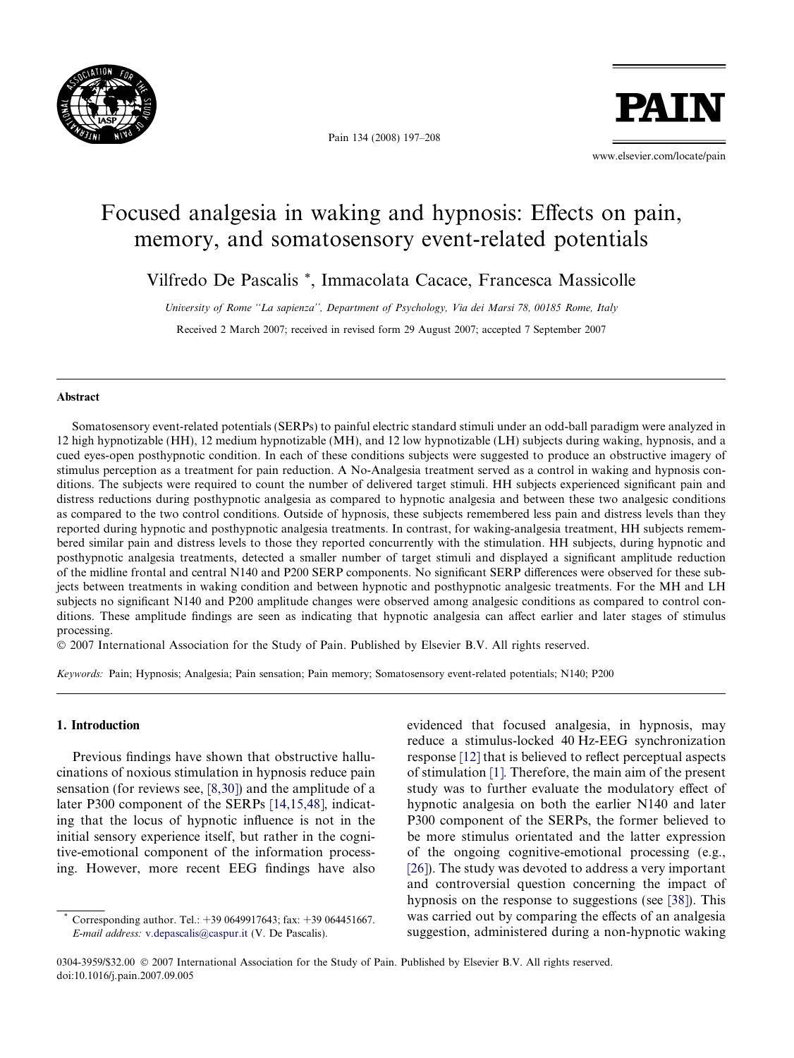# Focused analgesia in waking and hypnosis: Effects on pain, memory, and somatosensory event-related potentials

Vilfredo De Pascalis *, Immacolata Cacace, Francesca Massicolle

*University of Rome "La sapienza", Department of Psychology, Via dei Marsi 78, 00185 Rome, Italy*

Received 2 March 2007; received in revised form 29 August 2007; accepted 7 September 2007

## Abstract

Somatosensory event-related potentials (SERPs) to painful electric standard stimuli under an odd-ball paradigm were analyzed in 12 high hypnotizable (HH), 12 medium hypnotizable (MH), and 12 low hypnotizable (LH) subjects during waking, hypnosis, and a cued eyes-open posthypnotic condition. In each of these conditions subjects were suggested to produce an obstructive imagery of stimulus perception as a treatment for pain reduction. A No-Analgesia treatment served as a control in waking and hypnosis conditions. The subjects were required to count the number of delivered target stimuli. HH subjects experienced significant pain and distress reductions during posthypnotic analgesia as compared to hypnotic analgesia and between these two analgesic conditions as compared to the two control conditions. Outside of hypnosis, these subjects remembered less pain and distress levels than they reported during hypnotic and posthypnotic analgesia treatments. In contrast, for waking-analgesia treatment, HH subjects remembered similar pain and distress levels to those they reported concurrently with the stimulation. HH subjects, during hypnotic and posthypnotic analgesia treatments, detected a smaller number of target stimuli and displayed a significant amplitude reduction of the midline frontal and central N140 and P200 SERP components. No significant SERP differences were observed for these subjects between treatments in waking condition and between hypnotic and posthypnotic analgesic treatments. For the MH and LH subjects no significant N140 and P200 amplitude changes were observed among analgesic conditions as compared to control conditions. These amplitude findings are seen as indicating that hypnotic analgesia can affect earlier and later stages of stimulus processing.

© 2007 International Association for the Study of Pain. Published by Elsevier B.V. All rights reserved.

*Keywords:* Pain; Hypnosis; Analgesia; Pain sensation; Pain memory; Somatosensory event-related potentials; N140; P200

## 1. Introduction

Previous findings have shown that obstructive hallucinations of noxious stimulation in hypnosis reduce pain sensation (for reviews see, [8,30]) and the amplitude of a later P300 component of the SERPs [14,15,48], indicating that the locus of hypnotic influence is not in the initial sensory experience itself, but rather in the cognitive-emotional component of the information processing. However, more recent EEG findings have also evidenced that focused analgesia, in hypnosis, may reduce a stimulus-locked 40 Hz-EEG synchronization response [12] that is believed to reflect perceptual aspects of stimulation [1]. Therefore, the main aim of the present study was to further evaluate the modulatory effect of hypnotic analgesia on both the earlier N140 and later P300 component of the SERPs, the former believed to be more stimulus orientated and the latter expression of the ongoing cognitive-emotional processing (e.g., [26]). The study was devoted to address a very important and controversial question concerning the impact of hypnosis on the response to suggestions (see [38]). This was carried out by comparing the effects of an analgesia suggestion, administered during a non-hypnotic waking

---

* Corresponding author. Tel.: +39 0649917643; fax: +39 064451667. *E-mail address:* v.depascalis@caspur.it (V. De Pascalis).

0304-3959/$32.00 © 2007 International Association for the Study of Pain. Published by Elsevier B.V. All rights reserved.
doi:10.1016/j.pain.2007.09.005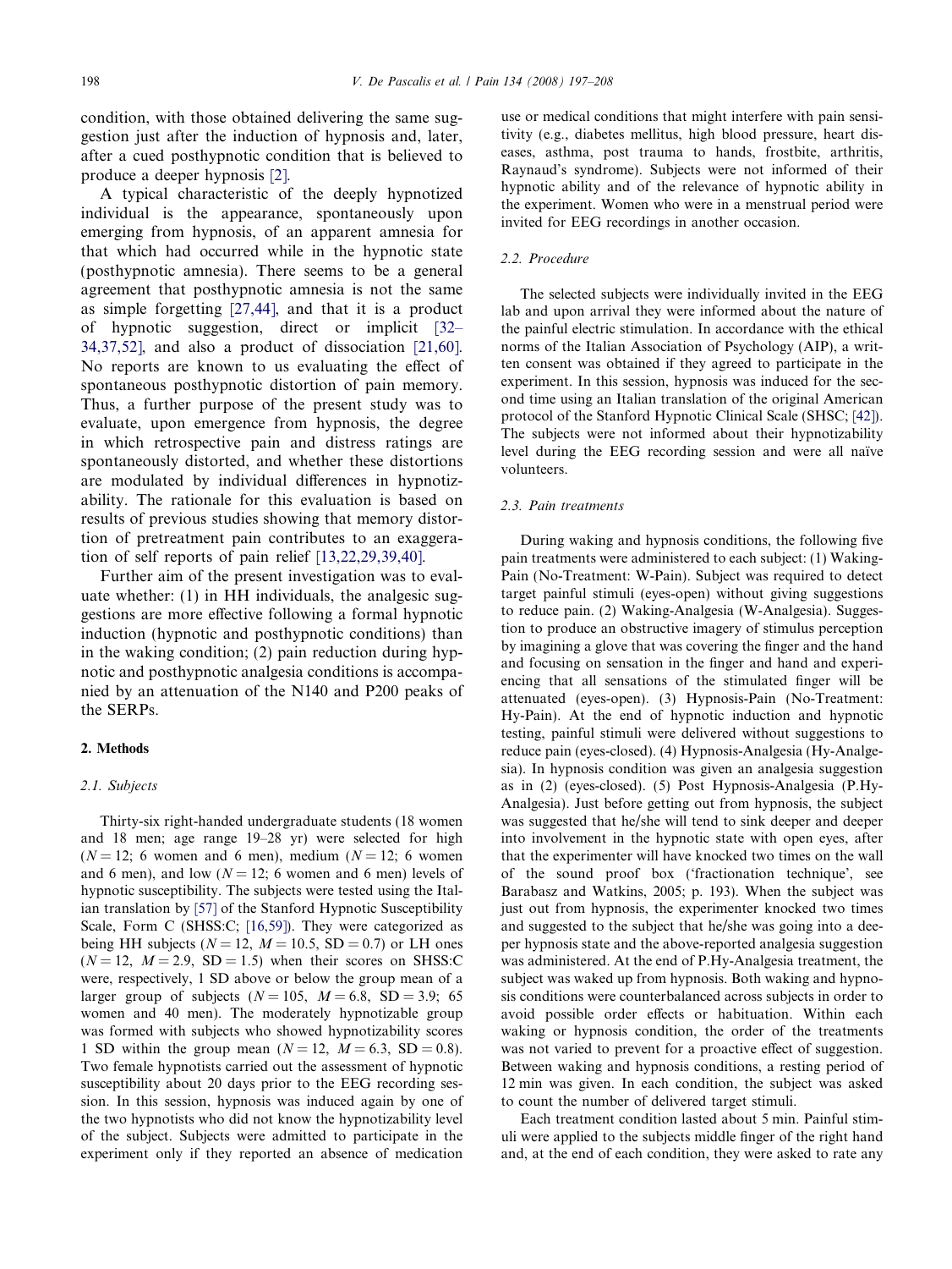condition, with those obtained delivering the same suggestion just after the induction of hypnosis and, later, after a cued posthypnotic condition that is believed to produce a deeper hypnosis [2].

A typical characteristic of the deeply hypnotized individual is the appearance, spontaneously upon emerging from hypnosis, of an apparent amnesia for that which had occurred while in the hypnotic state (posthypnotic amnesia). There seems to be a general agreement that posthypnotic amnesia is not the same as simple forgetting [27,44], and that it is a product of hypnotic suggestion, direct or implicit [32–34,37,52], and also a product of dissociation [21,60]. No reports are known to us evaluating the effect of spontaneous posthypnotic distortion of pain memory. Thus, a further purpose of the present study was to evaluate, upon emergence from hypnosis, the degree in which retrospective pain and distress ratings are spontaneously distorted, and whether these distortions are modulated by individual differences in hypnotizability. The rationale for this evaluation is based on results of previous studies showing that memory distortion of pretreatment pain contributes to an exaggeration of self reports of pain relief [13,22,29,39,40].

Further aim of the present investigation was to evaluate whether: (1) in HH individuals, the analgesic suggestions are more effective following a formal hypnotic induction (hypnotic and posthypnotic conditions) than in the waking condition; (2) pain reduction during hypnotic and posthypnotic analgesia conditions is accompanied by an attenuation of the N140 and P200 peaks of the SERPs.

## 2. Methods

### 2.1. Subjects

Thirty-six right-handed undergraduate students (18 women and 18 men; age range 19–28 yr) were selected for high ($N = 12$; 6 women and 6 men), medium ($N = 12$; 6 women and 6 men), and low ($N = 12$; 6 women and 6 men) levels of hypnotic susceptibility. The subjects were tested using the Italian translation by [57] of the Stanford Hypnotic Susceptibility Scale, Form C (SHSS:C; [16,59]). They were categorized as being HH subjects ($N = 12$, $M = 10.5$, $SD = 0.7$) or LH ones ($N = 12$, $M = 2.9$, $SD = 1.5$) when their scores on SHSS:C were, respectively, 1 SD above or below the group mean of a larger group of subjects ($N = 105$, $M = 6.8$, $SD = 3.9$; 65 women and 40 men). The moderately hypnotizable group was formed with subjects who showed hypnotizability scores 1 SD within the group mean ($N = 12$, $M = 6.3$, $SD = 0.8$). Two female hypnotists carried out the assessment of hypnotic susceptibility about 20 days prior to the EEG recording session. In this session, hypnosis was induced again by one of the two hypnotists who did not know the hypnotizability level of the subject. Subjects were admitted to participate in the experiment only if they reported an absence of medication use or medical conditions that might interfere with pain sensitivity (e.g., diabetes mellitus, high blood pressure, heart diseases, asthma, post trauma to hands, frostbite, arthritis, Raynaud's syndrome). Subjects were not informed of their hypnotic ability and of the relevance of hypnotic ability in the experiment. Women who were in a menstrual period were invited for EEG recordings in another occasion.

### 2.2. Procedure

The selected subjects were individually invited in the EEG lab and upon arrival they were informed about the nature of the painful electric stimulation. In accordance with the ethical norms of the Italian Association of Psychology (AIP), a written consent was obtained if they agreed to participate in the experiment. In this session, hypnosis was induced for the second time using an Italian translation of the original American protocol of the Stanford Hypnotic Clinical Scale (SHSC; [42]). The subjects were not informed about their hypnotizability level during the EEG recording session and were all naïve volunteers.

### 2.3. Pain treatments

During waking and hypnosis conditions, the following five pain treatments were administered to each subject: (1) Waking-Pain (No-Treatment: W-Pain). Subject was required to detect target painful stimuli (eyes-open) without giving suggestions to reduce pain. (2) Waking-Analgesia (W-Analgesia). Suggestion to produce an obstructive imagery of stimulus perception by imagining a glove that was covering the finger and the hand and focusing on sensation in the finger and hand and experiencing that all sensations of the stimulated finger will be attenuated (eyes-open). (3) Hypnosis-Pain (No-Treatment: Hy-Pain). At the end of hypnotic induction and hypnotic testing, painful stimuli were delivered without suggestions to reduce pain (eyes-closed). (4) Hypnosis-Analgesia (Hy-Analgesia). In hypnosis condition was given an analgesia suggestion as in (2) (eyes-closed). (5) Post Hypnosis-Analgesia (P.Hy-Analgesia). Just before getting out from hypnosis, the subject was suggested that he/she will tend to sink deeper and deeper into involvement in the hypnotic state with open eyes, after that the experimenter will have knocked two times on the wall of the sound proof box ('fractionation technique', see Barabasz and Watkins, 2005; p. 193). When the subject was just out from hypnosis, the experimenter knocked two times and suggested to the subject that he/she was going into a deeper hypnosis state and the above-reported analgesia suggestion was administered. At the end of P.Hy-Analgesia treatment, the subject was waked up from hypnosis. Both waking and hypnosis conditions were counterbalanced across subjects in order to avoid possible order effects or habituation. Within each waking or hypnosis condition, the order of the treatments was not varied to prevent for a proactive effect of suggestion. Between waking and hypnosis conditions, a resting period of 12 min was given. In each condition, the subject was asked to count the number of delivered target stimuli.

Each treatment condition lasted about 5 min. Painful stimuli were applied to the subjects middle finger of the right hand and, at the end of each condition, they were asked to rate any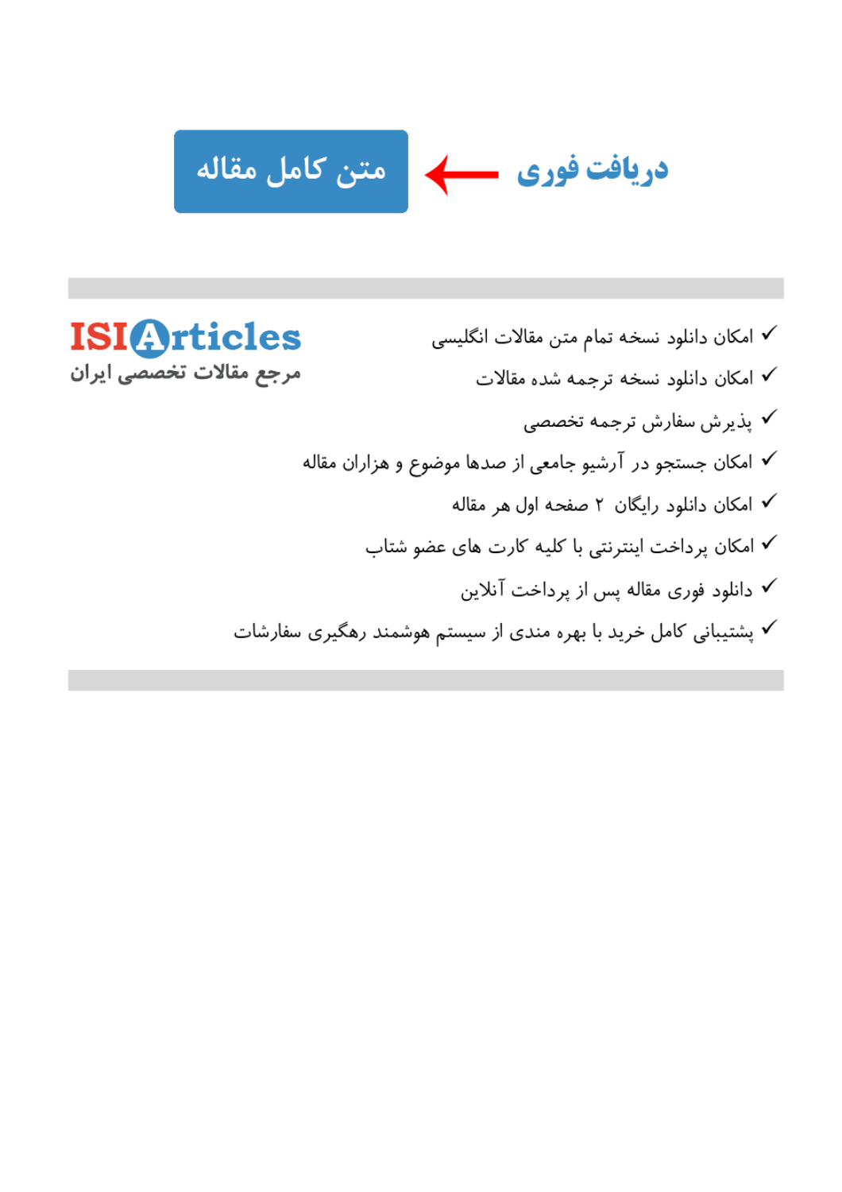دریافت فوری ← متن کامل مقاله

ISIArticles
مرجع مقالات تخصصی ایران

- ✓ امکان دانلود نسخه تمام متن مقالات انگلیسی
- ✓ امکان دانلود نسخه ترجمه شده مقالات
- ✓ پذیرش سفارش ترجمه تخصصی
- ✓ امکان جستجو در آرشیو جامعی از صدها موضوع و هزاران مقاله
- ✓ امکان دانلود رایگان ۲ صفحه اول هر مقاله
- ✓ امکان پرداخت اینترنتی با کلیه کارت های عضو شتاب
- ✓ دانلود فوری مقاله پس از پرداخت آنلاین
- ✓ پشتیبانی کامل خرید با بهره مندی از سیستم هوشمند رهگیری سفارشات